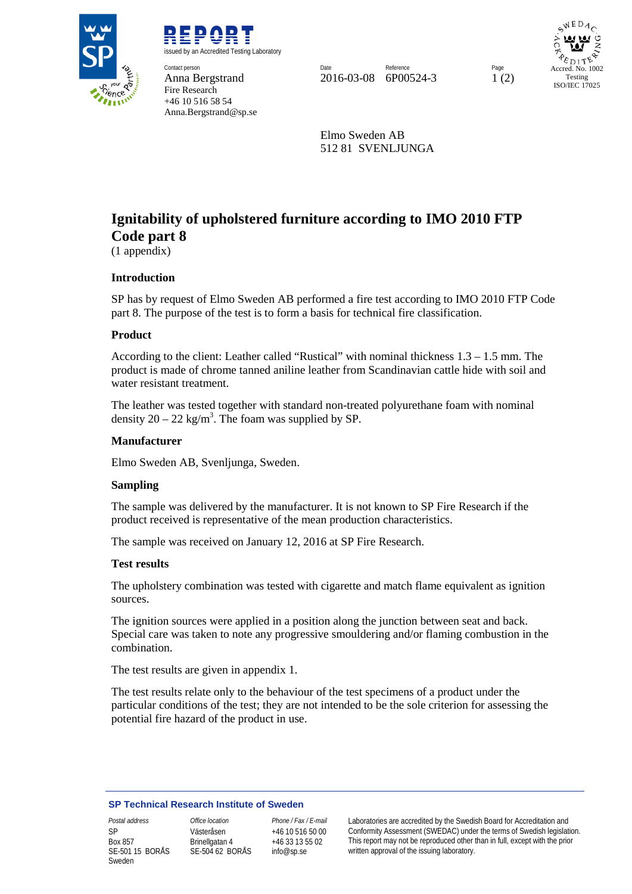# REPORT

issued by an Accredited Testing Laboratory

Contact person
Anna Bergstrand
Fire Research
+46 10 516 58 54
Anna.Bergstrand@sp.se

| Date | Reference | Page |
|---|---|---|
| 2016-03-08 | 6P00524-3 | 1 (2) |

Accred. No. 1002
Testing
ISO/IEC 17025

Elmo Sweden AB
512 81 SVENLJUNGA

## Ignitability of upholstered furniture according to IMO 2010 FTP Code part 8

(1 appendix)

### Introduction

SP has by request of Elmo Sweden AB performed a fire test according to IMO 2010 FTP Code part 8. The purpose of the test is to form a basis for technical fire classification.

### Product

According to the client: Leather called "Rustical" with nominal thickness 1.3 – 1.5 mm. The product is made of chrome tanned aniline leather from Scandinavian cattle hide with soil and water resistant treatment.

The leather was tested together with standard non-treated polyurethane foam with nominal density 20 – 22 kg/m$^3$. The foam was supplied by SP.

### Manufacturer

Elmo Sweden AB, Svenljunga, Sweden.

### Sampling

The sample was delivered by the manufacturer. It is not known to SP Fire Research if the product received is representative of the mean production characteristics.

The sample was received on January 12, 2016 at SP Fire Research.

### Test results

The upholstery combination was tested with cigarette and match flame equivalent as ignition sources.

The ignition sources were applied in a position along the junction between seat and back. Special care was taken to note any progressive smouldering and/or flaming combustion in the combination.

The test results are given in appendix 1.

The test results relate only to the behaviour of the test specimens of a product under the particular conditions of the test; they are not intended to be the sole criterion for assessing the potential fire hazard of the product in use.

**SP Technical Research Institute of Sweden**

| Postal address | Office location | Phone / Fax / E-mail | |
|---|---|---|---|
| SP<br>Box 857<br>SE-501 15 BORÅS<br>Sweden | Västeråsen<br>Brinellgatan 4<br>SE-504 62 BORÅS | +46 10 516 50 00<br>+46 33 13 55 02<br>info@sp.se | Laboratories are accredited by the Swedish Board for Accreditation and Conformity Assessment (SWEDAC) under the terms of Swedish legislation. This report may not be reproduced other than in full, except with the prior written approval of the issuing laboratory. |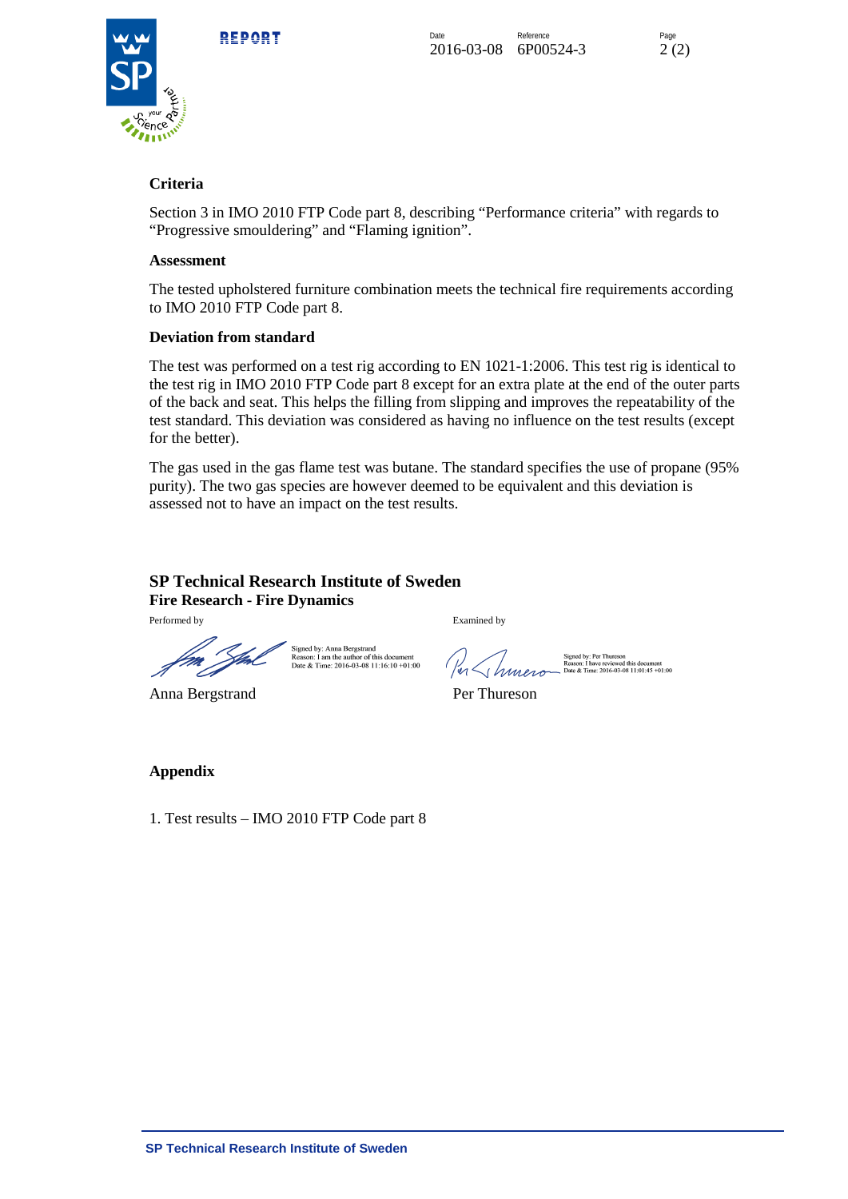### Criteria

Section 3 in IMO 2010 FTP Code part 8, describing “Performance criteria” with regards to “Progressive smouldering” and “Flaming ignition”.

### Assessment

The tested upholstered furniture combination meets the technical fire requirements according to IMO 2010 FTP Code part 8.

### Deviation from standard

The test was performed on a test rig according to EN 1021-1:2006. This test rig is identical to the test rig in IMO 2010 FTP Code part 8 except for an extra plate at the end of the outer parts of the back and seat. This helps the filling from slipping and improves the repeatability of the test standard. This deviation was considered as having no influence on the test results (except for the better).

The gas used in the gas flame test was butane. The standard specifies the use of propane (95% purity). The two gas species are however deemed to be equivalent and this deviation is assessed not to have an impact on the test results.

**SP Technical Research Institute of Sweden**
**Fire Research - Fire Dynamics**

| Performed by | Examined by |
|---|---|
| Signed by: Anna Bergstrand<br>Reason: I am the author of this document<br>Date & Time: 2016-03-08 11:16:10 +01:00 | Signed by: Per Thureson<br>Reason: I have reviewed this document<br>Date & Time: 2016-03-08 11:01:45 +01:00 |
| Anna Bergstrand | Per Thureson |

### Appendix

1. Test results – IMO 2010 FTP Code part 8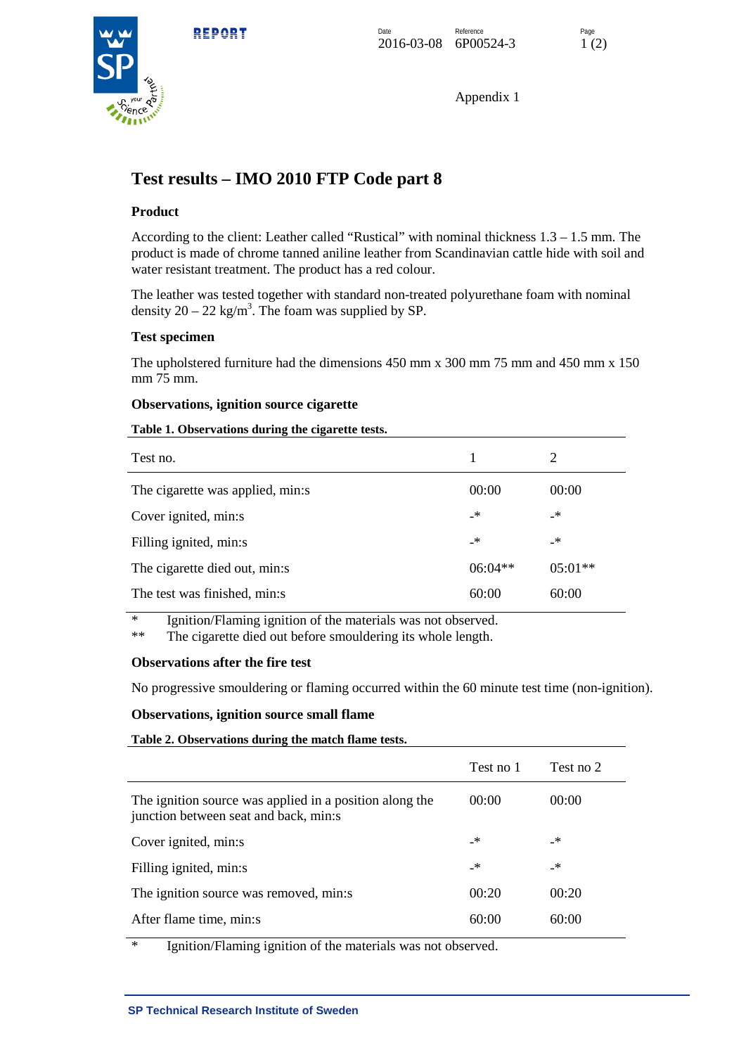Appendix 1

# Test results – IMO 2010 FTP Code part 8

### Product

According to the client: Leather called "Rustical" with nominal thickness 1.3 – 1.5 mm. The product is made of chrome tanned aniline leather from Scandinavian cattle hide with soil and water resistant treatment. The product has a red colour.

The leather was tested together with standard non-treated polyurethane foam with nominal density 20 – 22 kg/m$^3$. The foam was supplied by SP.

### Test specimen

The upholstered furniture had the dimensions 450 mm x 300 mm 75 mm and 450 mm x 150 mm 75 mm.

### Observations, ignition source cigarette

**Table 1. Observations during the cigarette tests.**

| Test no. | 1 | 2 |
|---|---|---|
| The cigarette was applied, min:s | 00:00 | 00:00 |
| Cover ignited, min:s | -* | -* |
| Filling ignited, min:s | -* | -* |
| The cigarette died out, min:s | 06:04** | 05:01** |
| The test was finished, min:s | 60:00 | 60:00 |

\* Ignition/Flaming ignition of the materials was not observed.
\*\* The cigarette died out before smouldering its whole length.

### Observations after the fire test

No progressive smouldering or flaming occurred within the 60 minute test time (non-ignition).

### Observations, ignition source small flame

**Table 2. Observations during the match flame tests.**

| | Test no 1 | Test no 2 |
|---|---|---|
| The ignition source was applied in a position along the junction between seat and back, min:s | 00:00 | 00:00 |
| Cover ignited, min:s | -* | -* |
| Filling ignited, min:s | -* | -* |
| The ignition source was removed, min:s | 00:20 | 00:20 |
| After flame time, min:s | 60:00 | 60:00 |

\* Ignition/Flaming ignition of the materials was not observed.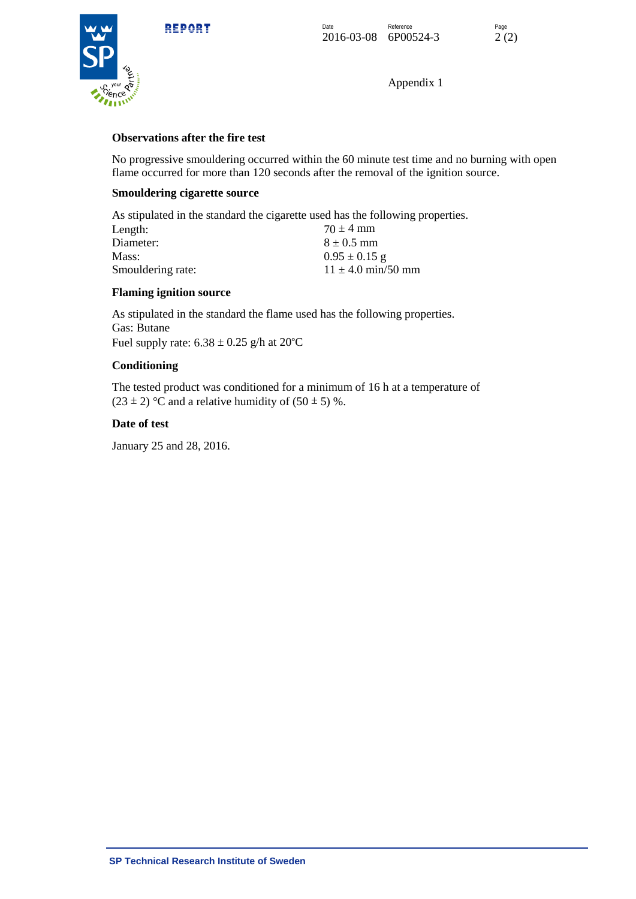Appendix 1

### Observations after the fire test

No progressive smouldering occurred within the 60 minute test time and no burning with open flame occurred for more than 120 seconds after the removal of the ignition source.

### Smouldering cigarette source

As stipulated in the standard the cigarette used has the following properties.

| | |
|---|---|
| Length: | 70 ± 4 mm |
| Diameter: | 8 ± 0.5 mm |
| Mass: | 0.95 ± 0.15 g |
| Smouldering rate: | 11 ± 4.0 min/50 mm |

### Flaming ignition source

As stipulated in the standard the flame used has the following properties.
Gas: Butane
Fuel supply rate: 6.38 ± 0.25 g/h at 20°C

### Conditioning

The tested product was conditioned for a minimum of 16 h at a temperature of (23 ± 2) °C and a relative humidity of (50 ± 5) %.

### Date of test

January 25 and 28, 2016.